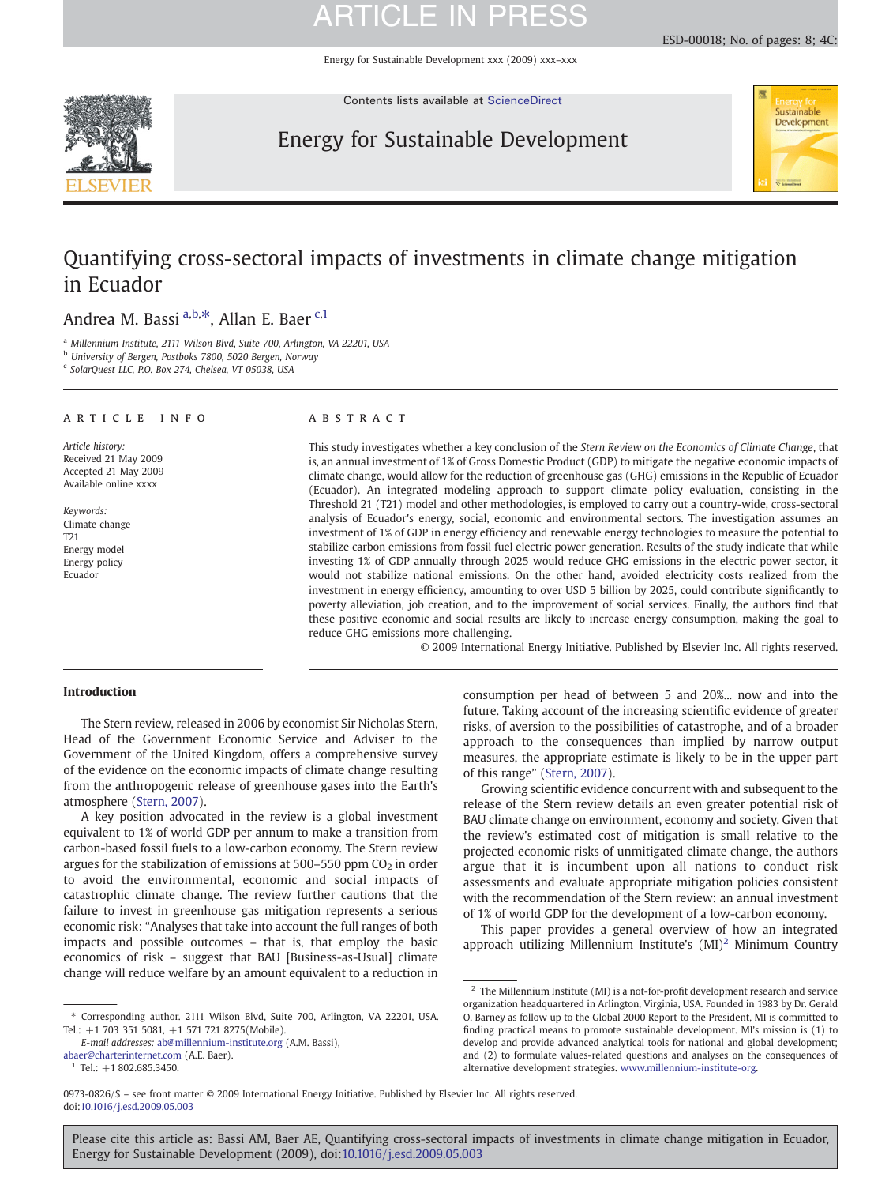# Quantifying cross-sectoral impacts of investments in climate change mitigation in Ecuador

Andrea M. Bassi [a,b,*], Allan E. Baer [c,1]

[a] Millennium Institute, 2111 Wilson Blvd, Suite 700, Arlington, VA 22201, USA
[b] University of Bergen, Postboks 7800, 5020 Bergen, Norway
[c] SolarQuest LLC, P.O. Box 274, Chelsea, VT 05038, USA

## ARTICLE INFO

*Article history:*
Received 21 May 2009
Accepted 21 May 2009
Available online xxxx

*Keywords:*
Climate change
T21
Energy model
Energy policy
Ecuador

## ABSTRACT

This study investigates whether a key conclusion of the *Stern Review on the Economics of Climate Change*, that is, an annual investment of 1% of Gross Domestic Product (GDP) to mitigate the negative economic impacts of climate change, would allow for the reduction of greenhouse gas (GHG) emissions in the Republic of Ecuador (Ecuador). An integrated modeling approach to support climate policy evaluation, consisting in the Threshold 21 (T21) model and other methodologies, is employed to carry out a country-wide, cross-sectoral analysis of Ecuador's energy, social, economic and environmental sectors. The investigation assumes an investment of 1% of GDP in energy efficiency and renewable energy technologies to measure the potential to stabilize carbon emissions from fossil fuel electric power generation. Results of the study indicate that while investing 1% of GDP annually through 2025 would reduce GHG emissions in the electric power sector, it would not stabilize national emissions. On the other hand, avoided electricity costs realized from the investment in energy efficiency, amounting to over USD 5 billion by 2025, could contribute significantly to poverty alleviation, job creation, and to the improvement of social services. Finally, the authors find that these positive economic and social results are likely to increase energy consumption, making the goal to reduce GHG emissions more challenging.

© 2009 International Energy Initiative. Published by Elsevier Inc. All rights reserved.

## Introduction

The Stern review, released in 2006 by economist Sir Nicholas Stern, Head of the Government Economic Service and Adviser to the Government of the United Kingdom, offers a comprehensive survey of the evidence on the economic impacts of climate change resulting from the anthropogenic release of greenhouse gases into the Earth's atmosphere (Stern, 2007).

A key position advocated in the review is a global investment equivalent to 1% of world GDP per annum to make a transition from carbon-based fossil fuels to a low-carbon economy. The Stern review argues for the stabilization of emissions at 500–550 ppm $CO_2$ in order to avoid the environmental, economic and social impacts of catastrophic climate change. The review further cautions that the failure to invest in greenhouse gas mitigation represents a serious economic risk: "Analyses that take into account the full ranges of both impacts and possible outcomes – that is, that employ the basic economics of risk – suggest that BAU [Business-as-Usual] climate change will reduce welfare by an amount equivalent to a reduction in consumption per head of between 5 and 20%... now and into the future. Taking account of the increasing scientific evidence of greater risks, of aversion to the possibilities of catastrophe, and of a broader approach to the consequences than implied by narrow output measures, the appropriate estimate is likely to be in the upper part of this range" (Stern, 2007).

Growing scientific evidence concurrent with and subsequent to the release of the Stern review details an even greater potential risk of BAU climate change on environment, economy and society. Given that the review's estimated cost of mitigation is small relative to the projected economic risks of unmitigated climate change, the authors argue that it is incumbent upon all nations to conduct risk assessments and evaluate appropriate mitigation policies consistent with the recommendation of the Stern review: an annual investment of 1% of world GDP for the development of a low-carbon economy.

This paper provides a general overview of how an integrated approach utilizing Millennium Institute's (MI)[2] Minimum Country

---

\* Corresponding author. 2111 Wilson Blvd, Suite 700, Arlington, VA 22201, USA. Tel.: +1 703 351 5081, +1 571 721 8275(Mobile).
*E-mail addresses:* ab@millennium-institute.org (A.M. Bassi), abaer@charterinternet.com (A.E. Baer).

[1] Tel.: +1 802.685.3450.

[2] The Millennium Institute (MI) is a not-for-profit development research and service organization headquartered in Arlington, Virginia, USA. Founded in 1983 by Dr. Gerald O. Barney as follow up to the Global 2000 Report to the President, MI is committed to finding practical means to promote sustainable development. MI's mission is (1) to develop and provide advanced analytical tools for national and global development; and (2) to formulate values-related questions and analyses on the consequences of alternative development strategies. www.millennium-institute-org.

0973-0826/$ – see front matter © 2009 International Energy Initiative. Published by Elsevier Inc. All rights reserved.
doi:10.1016/j.esd.2009.05.003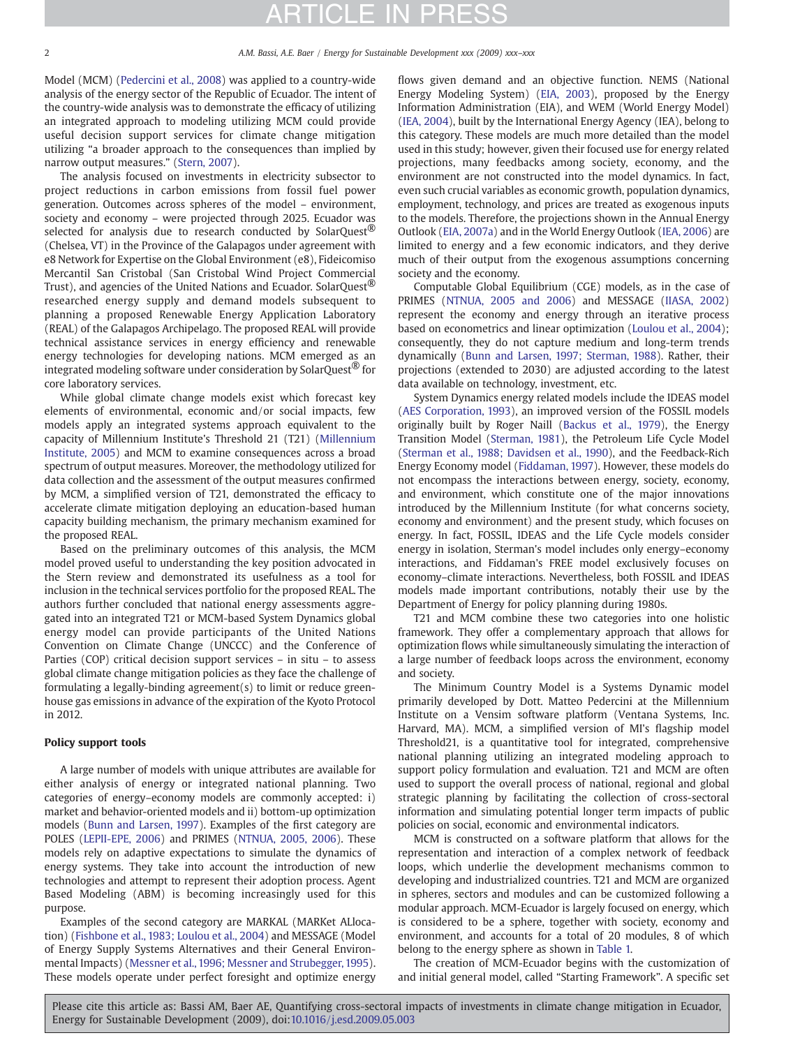Model (MCM) (Pedercini et al., 2008) was applied to a country-wide analysis of the energy sector of the Republic of Ecuador. The intent of the country-wide analysis was to demonstrate the efficacy of utilizing an integrated approach to modeling utilizing MCM could provide useful decision support services for climate change mitigation utilizing "a broader approach to the consequences than implied by narrow output measures." (Stern, 2007).

The analysis focused on investments in electricity subsector to project reductions in carbon emissions from fossil fuel power generation. Outcomes across spheres of the model – environment, society and economy – were projected through 2025. Ecuador was selected for analysis due to research conducted by SolarQuest® (Chelsea, VT) in the Province of the Galapagos under agreement with e8 Network for Expertise on the Global Environment (e8), Fideicomiso Mercantil San Cristobal (San Cristobal Wind Project Commercial Trust), and agencies of the United Nations and Ecuador. SolarQuest® researched energy supply and demand models subsequent to planning a proposed Renewable Energy Application Laboratory (REAL) of the Galapagos Archipelago. The proposed REAL will provide technical assistance services in energy efficiency and renewable energy technologies for developing nations. MCM emerged as an integrated modeling software under consideration by SolarQuest® for core laboratory services.

While global climate change models exist which forecast key elements of environmental, economic and/or social impacts, few models apply an integrated systems approach equivalent to the capacity of Millennium Institute's Threshold 21 (T21) (Millennium Institute, 2005) and MCM to examine consequences across a broad spectrum of output measures. Moreover, the methodology utilized for data collection and the assessment of the output measures confirmed by MCM, a simplified version of T21, demonstrated the efficacy to accelerate climate mitigation deploying an education-based human capacity building mechanism, the primary mechanism examined for the proposed REAL.

Based on the preliminary outcomes of this analysis, the MCM model proved useful to understanding the key position advocated in the Stern review and demonstrated its usefulness as a tool for inclusion in the technical services portfolio for the proposed REAL. The authors further concluded that national energy assessments aggregated into an integrated T21 or MCM-based System Dynamics global energy model can provide participants of the United Nations Convention on Climate Change (UNCCC) and the Conference of Parties (COP) critical decision support services – in situ – to assess global climate change mitigation policies as they face the challenge of formulating a legally-binding agreement(s) to limit or reduce greenhouse gas emissions in advance of the expiration of the Kyoto Protocol in 2012.

## Policy support tools

A large number of models with unique attributes are available for either analysis of energy or integrated national planning. Two categories of energy–economy models are commonly accepted: i) market and behavior-oriented models and ii) bottom-up optimization models (Bunn and Larsen, 1997). Examples of the first category are POLES (LEPII-EPE, 2006) and PRIMES (NTNUA, 2005, 2006). These models rely on adaptive expectations to simulate the dynamics of energy systems. They take into account the introduction of new technologies and attempt to represent their adoption process. Agent Based Modeling (ABM) is becoming increasingly used for this purpose.

Examples of the second category are MARKAL (MARKet ALLocation) (Fishbone et al., 1983; Loulou et al., 2004) and MESSAGE (Model of Energy Supply Systems Alternatives and their General Environmental Impacts) (Messner et al., 1996; Messner and Strubegger, 1995). These models operate under perfect foresight and optimize energy flows given demand and an objective function. NEMS (National Energy Modeling System) (EIA, 2003), proposed by the Energy Information Administration (EIA), and WEM (World Energy Model) (IEA, 2004), built by the International Energy Agency (IEA), belong to this category. These models are much more detailed than the model used in this study; however, given their focused use for energy related projections, many feedbacks among society, economy, and the environment are not constructed into the model dynamics. In fact, even such crucial variables as economic growth, population dynamics, employment, technology, and prices are treated as exogenous inputs to the models. Therefore, the projections shown in the Annual Energy Outlook (EIA, 2007a) and in the World Energy Outlook (IEA, 2006) are limited to energy and a few economic indicators, and they derive much of their output from the exogenous assumptions concerning society and the economy.

Computable Global Equilibrium (CGE) models, as in the case of PRIMES (NTNUA, 2005 and 2006) and MESSAGE (IIASA, 2002) represent the economy and energy through an iterative process based on econometrics and linear optimization (Loulou et al., 2004); consequently, they do not capture medium and long-term trends dynamically (Bunn and Larsen, 1997; Sterman, 1988). Rather, their projections (extended to 2030) are adjusted according to the latest data available on technology, investment, etc.

System Dynamics energy related models include the IDEAS model (AES Corporation, 1993), an improved version of the FOSSIL models originally built by Roger Naill (Backus et al., 1979), the Energy Transition Model (Sterman, 1981), the Petroleum Life Cycle Model (Sterman et al., 1988; Davidsen et al., 1990), and the Feedback-Rich Energy Economy model (Fiddaman, 1997). However, these models do not encompass the interactions between energy, society, economy, and environment, which constitute one of the major innovations introduced by the Millennium Institute (for what concerns society, economy and environment) and the present study, which focuses on energy. In fact, FOSSIL, IDEAS and the Life Cycle models consider energy in isolation, Sterman's model includes only energy–economy interactions, and Fiddaman's FREE model exclusively focuses on economy–climate interactions. Nevertheless, both FOSSIL and IDEAS models made important contributions, notably their use by the Department of Energy for policy planning during 1980s.

T21 and MCM combine these two categories into one holistic framework. They offer a complementary approach that allows for optimization flows while simultaneously simulating the interaction of a large number of feedback loops across the environment, economy and society.

The Minimum Country Model is a Systems Dynamic model primarily developed by Dott. Matteo Pedercini at the Millennium Institute on a Vensim software platform (Ventana Systems, Inc. Harvard, MA). MCM, a simplified version of MI's flagship model Threshold21, is a quantitative tool for integrated, comprehensive national planning utilizing an integrated modeling approach to support policy formulation and evaluation. T21 and MCM are often used to support the overall process of national, regional and global strategic planning by facilitating the collection of cross-sectoral information and simulating potential longer term impacts of public policies on social, economic and environmental indicators.

MCM is constructed on a software platform that allows for the representation and interaction of a complex network of feedback loops, which underlie the development mechanisms common to developing and industrialized countries. T21 and MCM are organized in spheres, sectors and modules and can be customized following a modular approach. MCM-Ecuador is largely focused on energy, which is considered to be a sphere, together with society, economy and environment, and accounts for a total of 20 modules, 8 of which belong to the energy sphere as shown in Table 1.

The creation of MCM-Ecuador begins with the customization of and initial general model, called "Starting Framework". A specific set

Please cite this article as: Bassi AM, Baer AE, Quantifying cross-sectoral impacts of investments in climate change mitigation in Ecuador, Energy for Sustainable Development (2009), doi:10.1016/j.esd.2009.05.003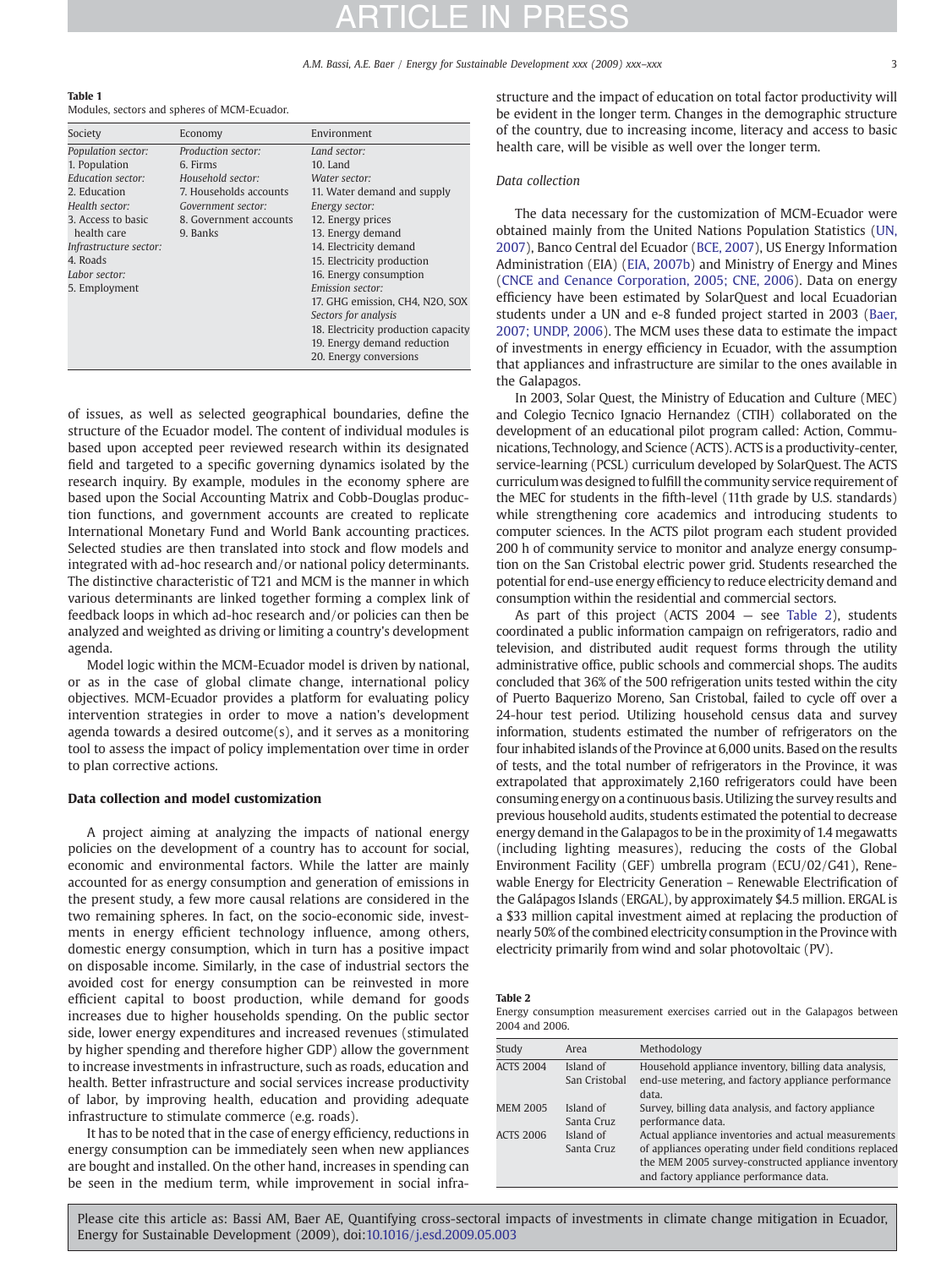**Table 1**
Modules, sectors and spheres of MCM-Ecuador.

| Society | Economy | Environment |
|---|---|---|
| *Population sector:* | *Production sector:* | *Land sector:* |
| 1. Population | 6. Firms | 10. Land |
| *Education sector:* | *Household sector:* | *Water sector:* |
| 2. Education | 7. Households accounts | 11. Water demand and supply |
| *Health sector:* | *Government sector:* | *Energy sector:* |
| 3. Access to basic health care | 8. Government accounts | 12. Energy prices |
| *Infrastructure sector:* | 9. Banks | 13. Energy demand |
| 4. Roads | | 14. Electricity demand |
| *Labor sector:* | | 15. Electricity production |
| 5. Employment | | 16. Energy consumption |
| | | *Emission sector:* |
| | | 17. GHG emission, CH4, N2O, SOX |
| | | *Sectors for analysis* |
| | | 18. Electricity production capacity |
| | | 19. Energy demand reduction |
| | | 20. Energy conversions |

of issues, as well as selected geographical boundaries, define the structure of the Ecuador model. The content of individual modules is based upon accepted peer reviewed research within its designated field and targeted to a specific governing dynamics isolated by the research inquiry. By example, modules in the economy sphere are based upon the Social Accounting Matrix and Cobb-Douglas production functions, and government accounts are created to replicate International Monetary Fund and World Bank accounting practices. Selected studies are then translated into stock and flow models and integrated with ad-hoc research and/or national policy determinants. The distinctive characteristic of T21 and MCM is the manner in which various determinants are linked together forming a complex link of feedback loops in which ad-hoc research and/or policies can then be analyzed and weighted as driving or limiting a country's development agenda.

Model logic within the MCM-Ecuador model is driven by national, or as in the case of global climate change, international policy objectives. MCM-Ecuador provides a platform for evaluating policy intervention strategies in order to move a nation's development agenda towards a desired outcome(s), and it serves as a monitoring tool to assess the impact of policy implementation over time in order to plan corrective actions.

## Data collection and model customization

A project aiming at analyzing the impacts of national energy policies on the development of a country has to account for social, economic and environmental factors. While the latter are mainly accounted for as energy consumption and generation of emissions in the present study, a few more causal relations are considered in the two remaining spheres. In fact, on the socio-economic side, investments in energy efficient technology influence, among others, domestic energy consumption, which in turn has a positive impact on disposable income. Similarly, in the case of industrial sectors the avoided cost for energy consumption can be reinvested in more efficient capital to boost production, while demand for goods increases due to higher households spending. On the public sector side, lower energy expenditures and increased revenues (stimulated by higher spending and therefore higher GDP) allow the government to increase investments in infrastructure, such as roads, education and health. Better infrastructure and social services increase productivity of labor, by improving health, education and providing adequate infrastructure to stimulate commerce (e.g. roads).

It has to be noted that in the case of energy efficiency, reductions in energy consumption can be immediately seen when new appliances are bought and installed. On the other hand, increases in spending can be seen in the medium term, while improvement in social infrastructure and the impact of education on total factor productivity will be evident in the longer term. Changes in the demographic structure of the country, due to increasing income, literacy and access to basic health care, will be visible as well over the longer term.

### *Data collection*

The data necessary for the customization of MCM-Ecuador were obtained mainly from the United Nations Population Statistics (UN, 2007), Banco Central del Ecuador (BCE, 2007), US Energy Information Administration (EIA) (EIA, 2007b) and Ministry of Energy and Mines (CNCE and Cenance Corporation, 2005; CNE, 2006). Data on energy efficiency have been estimated by SolarQuest and local Ecuadorian students under a UN and e-8 funded project started in 2003 (Baer, 2007; UNDP, 2006). The MCM uses these data to estimate the impact of investments in energy efficiency in Ecuador, with the assumption that appliances and infrastructure are similar to the ones available in the Galapagos.

In 2003, Solar Quest, the Ministry of Education and Culture (MEC) and Colegio Tecnico Ignacio Hernandez (CTIH) collaborated on the development of an educational pilot program called: Action, Communications, Technology, and Science (ACTS). ACTS is a productivity-center, service-learning (PCSL) curriculum developed by SolarQuest. The ACTS curriculum was designed to fulfill the community service requirement of the MEC for students in the fifth-level (11th grade by U.S. standards) while strengthening core academics and introducing students to computer sciences. In the ACTS pilot program each student provided 200 h of community service to monitor and analyze energy consumption on the San Cristobal electric power grid. Students researched the potential for end-use energy efficiency to reduce electricity demand and consumption within the residential and commercial sectors.

As part of this project (ACTS 2004 — see Table 2), students coordinated a public information campaign on refrigerators, radio and television, and distributed audit request forms through the utility administrative office, public schools and commercial shops. The audits concluded that 36% of the 500 refrigeration units tested within the city of Puerto Baquerizo Moreno, San Cristobal, failed to cycle off over a 24-hour test period. Utilizing household census data and survey information, students estimated the number of refrigerators on the four inhabited islands of the Province at 6,000 units. Based on the results of tests, and the total number of refrigerators in the Province, it was extrapolated that approximately 2,160 refrigerators could have been consuming energy on a continuous basis. Utilizing the survey results and previous household audits, students estimated the potential to decrease energy demand in the Galapagos to be in the proximity of 1.4 megawatts (including lighting measures), reducing the costs of the Global Environment Facility (GEF) umbrella program (ECU/02/G41), Renewable Energy for Electricity Generation – Renewable Electrification of the Galápagos Islands (ERGAL), by approximately $4.5 million. ERGAL is a $33 million capital investment aimed at replacing the production of nearly 50% of the combined electricity consumption in the Province with electricity primarily from wind and solar photovoltaic (PV).

**Table 2**
Energy consumption measurement exercises carried out in the Galapagos between 2004 and 2006.

| Study | Area | Methodology |
|---|---|---|
| ACTS 2004 | Island of San Cristobal | Household appliance inventory, billing data analysis, end-use metering, and factory appliance performance data. |
| MEM 2005 | Island of Santa Cruz | Survey, billing data analysis, and factory appliance performance data. |
| ACTS 2006 | Island of Santa Cruz | Actual appliance inventories and actual measurements of appliances operating under field conditions replaced the MEM 2005 survey-constructed appliance inventory and factory appliance performance data. |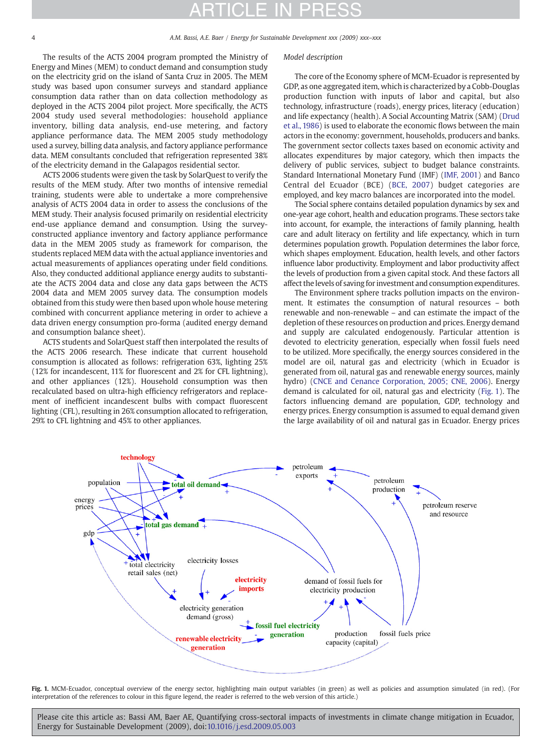The results of the ACTS 2004 program prompted the Ministry of Energy and Mines (MEM) to conduct demand and consumption study on the electricity grid on the island of Santa Cruz in 2005. The MEM study was based upon consumer surveys and standard appliance consumption data rather than on data collection methodology as deployed in the ACTS 2004 pilot project. More specifically, the ACTS 2004 study used several methodologies: household appliance inventory, billing data analysis, end-use metering, and factory appliance performance data. The MEM 2005 study methodology used a survey, billing data analysis, and factory appliance performance data. MEM consultants concluded that refrigeration represented 38% of the electricity demand in the Galapagos residential sector.

ACTS 2006 students were given the task by SolarQuest to verify the results of the MEM study. After two months of intensive remedial training, students were able to undertake a more comprehensive analysis of ACTS 2004 data in order to assess the conclusions of the MEM study. Their analysis focused primarily on residential electricity end-use appliance demand and consumption. Using the survey-constructed appliance inventory and factory appliance performance data in the MEM 2005 study as framework for comparison, the students replaced MEM data with the actual appliance inventories and actual measurements of appliances operating under field conditions. Also, they conducted additional appliance energy audits to substantiate the ACTS 2004 data and close any data gaps between the ACTS 2004 data and MEM 2005 survey data. The consumption models obtained from this study were then based upon whole house metering combined with concurrent appliance metering in order to achieve a data driven energy consumption pro-forma (audited energy demand and consumption balance sheet).

ACTS students and SolarQuest staff then interpolated the results of the ACTS 2006 research. These indicate that current household consumption is allocated as follows: refrigeration 63%, lighting 25% (12% for incandescent, 11% for fluorescent and 2% for CFL lightning), and other appliances (12%). Household consumption was then recalculated based on ultra-high efficiency refrigerators and replacement of inefficient incandescent bulbs with compact fluorescent lighting (CFL), resulting in 26% consumption allocated to refrigeration, 29% to CFL lightning and 45% to other appliances.

*Model description*

The core of the Economy sphere of MCM-Ecuador is represented by GDP, as one aggregated item, which is characterized by a Cobb-Douglas production function with inputs of labor and capital, but also technology, infrastructure (roads), energy prices, literacy (education) and life expectancy (health). A Social Accounting Matrix (SAM) (Drud et al., 1986) is used to elaborate the economic flows between the main actors in the economy: government, households, producers and banks. The government sector collects taxes based on economic activity and allocates expenditures by major category, which then impacts the delivery of public services, subject to budget balance constraints. Standard International Monetary Fund (IMF) (IMF, 2001) and Banco Central del Ecuador (BCE) (BCE, 2007) budget categories are employed, and key macro balances are incorporated into the model.

The Social sphere contains detailed population dynamics by sex and one-year age cohort, health and education programs. These sectors take into account, for example, the interactions of family planning, health care and adult literacy on fertility and life expectancy, which in turn determines population growth. Population determines the labor force, which shapes employment. Education, health levels, and other factors influence labor productivity. Employment and labor productivity affect the levels of production from a given capital stock. And these factors all affect the levels of saving for investment and consumption expenditures.

The Environment sphere tracks pollution impacts on the environment. It estimates the consumption of natural resources – both renewable and non-renewable – and can estimate the impact of the depletion of these resources on production and prices. Energy demand and supply are calculated endogenously. Particular attention is devoted to electricity generation, especially when fossil fuels need to be utilized. More specifically, the energy sources considered in the model are oil, natural gas and electricity (which in Ecuador is generated from oil, natural gas and renewable energy sources, mainly hydro) (CNCE and Cenance Corporation, 2005; CNE, 2006). Energy demand is calculated for oil, natural gas and electricity (Fig. 1). The factors influencing demand are population, GDP, technology and energy prices. Energy consumption is assumed to equal demand given the large availability of oil and natural gas in Ecuador. Energy prices

technology
population
energy prices
gdp
total oil demand
total gas demand
total electricity retail sales (net)
electricity losses
electricity imports
electricity generation demand (gross)
fossil fuel electricity generation
renewable electricity generation
petroleum exports
petroleum production
petroleum reserve and resource
demand of fossil fuels for electricity production
production capacity (capital)
fossil fuels price

**Fig. 1.** MCM-Ecuador, conceptual overview of the energy sector, highlighting main output variables (in green) as well as policies and assumption simulated (in red). (For interpretation of the references to colour in this figure legend, the reader is referred to the web version of this article.)

Please cite this article as: Bassi AM, Baer AE, Quantifying cross-sectoral impacts of investments in climate change mitigation in Ecuador, Energy for Sustainable Development (2009), doi:10.1016/j.esd.2009.05.003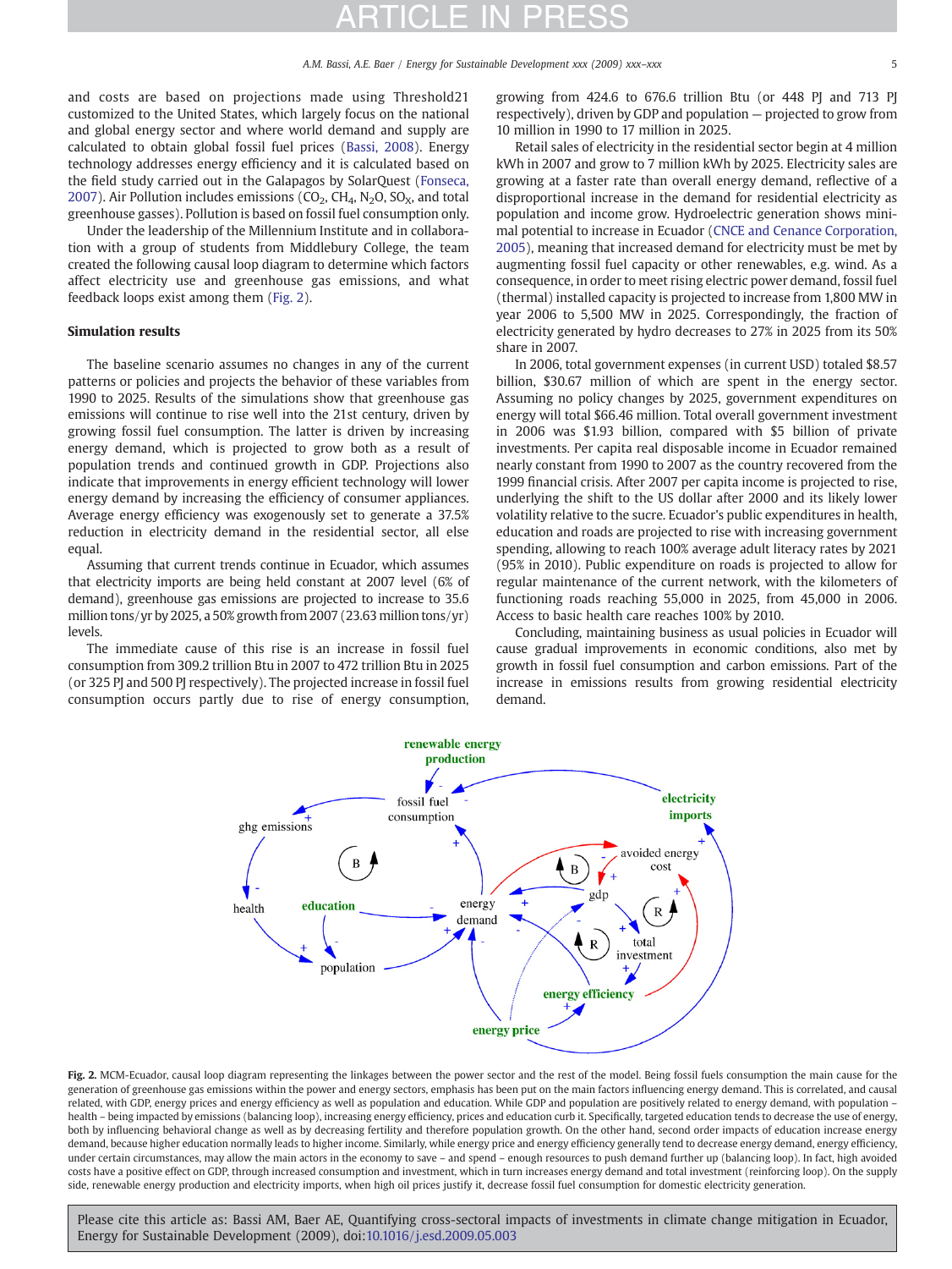and costs are based on projections made using Threshold21 customized to the United States, which largely focus on the national and global energy sector and where world demand and supply are calculated to obtain global fossil fuel prices (Bassi, 2008). Energy technology addresses energy efficiency and it is calculated based on the field study carried out in the Galapagos by SolarQuest (Fonseca, 2007). Air Pollution includes emissions ($CO_2$, $CH_4$, $N_2O$, $SO_X$, and total greenhouse gasses). Pollution is based on fossil fuel consumption only.

Under the leadership of the Millennium Institute and in collaboration with a group of students from Middlebury College, the team created the following causal loop diagram to determine which factors affect electricity use and greenhouse gas emissions, and what feedback loops exist among them (Fig. 2).

### Simulation results

The baseline scenario assumes no changes in any of the current patterns or policies and projects the behavior of these variables from 1990 to 2025. Results of the simulations show that greenhouse gas emissions will continue to rise well into the 21st century, driven by growing fossil fuel consumption. The latter is driven by increasing energy demand, which is projected to grow both as a result of population trends and continued growth in GDP. Projections also indicate that improvements in energy efficient technology will lower energy demand by increasing the efficiency of consumer appliances. Average energy efficiency was exogenously set to generate a 37.5% reduction in electricity demand in the residential sector, all else equal.

Assuming that current trends continue in Ecuador, which assumes that electricity imports are being held constant at 2007 level (6% of demand), greenhouse gas emissions are projected to increase to 35.6 million tons/yr by 2025, a 50% growth from 2007 (23.63 million tons/yr) levels.

The immediate cause of this rise is an increase in fossil fuel consumption from 309.2 trillion Btu in 2007 to 472 trillion Btu in 2025 (or 325 PJ and 500 PJ respectively). The projected increase in fossil fuel consumption occurs partly due to rise of energy consumption, growing from 424.6 to 676.6 trillion Btu (or 448 PJ and 713 PJ respectively), driven by GDP and population — projected to grow from 10 million in 1990 to 17 million in 2025.

Retail sales of electricity in the residential sector begin at 4 million kWh in 2007 and grow to 7 million kWh by 2025. Electricity sales are growing at a faster rate than overall energy demand, reflective of a disproportional increase in the demand for residential electricity as population and income grow. Hydroelectric generation shows minimal potential to increase in Ecuador (CNCE and Cenance Corporation, 2005), meaning that increased demand for electricity must be met by augmenting fossil fuel capacity or other renewables, e.g. wind. As a consequence, in order to meet rising electric power demand, fossil fuel (thermal) installed capacity is projected to increase from 1,800 MW in year 2006 to 5,500 MW in 2025. Correspondingly, the fraction of electricity generated by hydro decreases to 27% in 2025 from its 50% share in 2007.

In 2006, total government expenses (in current USD) totaled $8.57 billion, $30.67 million of which are spent in the energy sector. Assuming no policy changes by 2025, government expenditures on energy will total $66.46 million. Total overall government investment in 2006 was $1.93 billion, compared with $5 billion of private investments. Per capita real disposable income in Ecuador remained nearly constant from 1990 to 2007 as the country recovered from the 1999 financial crisis. After 2007 per capita income is projected to rise, underlying the shift to the US dollar after 2000 and its likely lower volatility relative to the sucre. Ecuador's public expenditures in health, education and roads are projected to rise with increasing government spending, allowing to reach 100% average adult literacy rates by 2021 (95% in 2010). Public expenditure on roads is projected to allow for regular maintenance of the current network, with the kilometers of functioning roads reaching 55,000 in 2025, from 45,000 in 2006. Access to basic health care reaches 100% by 2010.

Concluding, maintaining business as usual policies in Ecuador will cause gradual improvements in economic conditions, also met by growth in fossil fuel consumption and carbon emissions. Part of the increase in emissions results from growing residential electricity demand.

renewable energy production
fossil fuel consumption
ghg emissions
electricity imports
avoided energy cost
B
B
R
R
health
education
energy demand
gdp
population
total investment
energy efficiency
energy price

**Fig. 2.** MCM-Ecuador, causal loop diagram representing the linkages between the power sector and the rest of the model. Being fossil fuels consumption the main cause for the generation of greenhouse gas emissions within the power and energy sectors, emphasis has been put on the main factors influencing energy demand. This is correlated, and causal related, with GDP, energy prices and energy efficiency as well as population and education. While GDP and population are positively related to energy demand, with population – health – being impacted by emissions (balancing loop), increasing energy efficiency, prices and education curb it. Specifically, targeted education tends to decrease the use of energy, both by influencing behavioral change as well as by decreasing fertility and therefore population growth. On the other hand, second order impacts of education increase energy demand, because higher education normally leads to higher income. Similarly, while energy price and energy efficiency generally tend to decrease energy demand, energy efficiency, under certain circumstances, may allow the main actors in the economy to save – and spend – enough resources to push demand further up (balancing loop). In fact, high avoided costs have a positive effect on GDP, through increased consumption and investment, which in turn increases energy demand and total investment (reinforcing loop). On the supply side, renewable energy production and electricity imports, when high oil prices justify it, decrease fossil fuel consumption for domestic electricity generation.

Please cite this article as: Bassi AM, Baer AE, Quantifying cross-sectoral impacts of investments in climate change mitigation in Ecuador, Energy for Sustainable Development (2009), doi:10.1016/j.esd.2009.05.003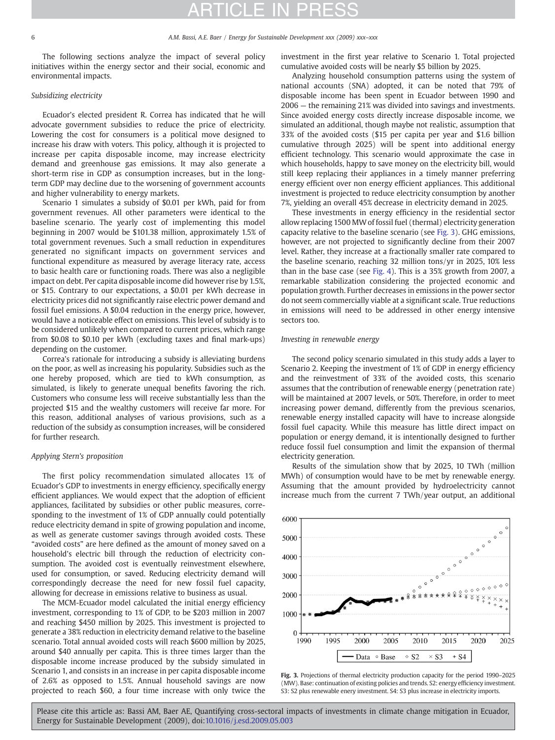The following sections analyze the impact of several policy initiatives within the energy sector and their social, economic and environmental impacts.

### Subsidizing electricity

Ecuador's elected president R. Correa has indicated that he will advocate government subsidies to reduce the price of electricity. Lowering the cost for consumers is a political move designed to increase his draw with voters. This policy, although it is projected to increase per capita disposable income, may increase electricity demand and greenhouse gas emissions. It may also generate a short-term rise in GDP as consumption increases, but in the long-term GDP may decline due to the worsening of government accounts and higher vulnerability to energy markets.

Scenario 1 simulates a subsidy of \$0.01 per kWh, paid for from government revenues. All other parameters were identical to the baseline scenario. The yearly cost of implementing this model beginning in 2007 would be \$101.38 million, approximately 1.5% of total government revenues. Such a small reduction in expenditures generated no significant impacts on government services and functional expenditure as measured by average literacy rate, access to basic health care or functioning roads. There was also a negligible impact on debt. Per capita disposable income did however rise by 1.5%, or \$15. Contrary to our expectations, a \$0.01 per kWh decrease in electricity prices did not significantly raise electric power demand and fossil fuel emissions. A \$0.04 reduction in the energy price, however, would have a noticeable effect on emissions. This level of subsidy is to be considered unlikely when compared to current prices, which range from \$0.08 to \$0.10 per kWh (excluding taxes and final mark-ups) depending on the customer.

Correa's rationale for introducing a subsidy is alleviating burdens on the poor, as well as increasing his popularity. Subsidies such as the one hereby proposed, which are tied to kWh consumption, as simulated, is likely to generate unequal benefits favoring the rich. Customers who consume less will receive substantially less than the projected \$15 and the wealthy customers will receive far more. For this reason, additional analyses of various provisions, such as a reduction of the subsidy as consumption increases, will be considered for further research.

### Applying Stern's proposition

The first policy recommendation simulated allocates 1% of Ecuador's GDP to investments in energy efficiency, specifically energy efficient appliances. We would expect that the adoption of efficient appliances, facilitated by subsidies or other public measures, corresponding to the investment of 1% of GDP annually could potentially reduce electricity demand in spite of growing population and income, as well as generate customer savings through avoided costs. These "avoided costs" are here defined as the amount of money saved on a household's electric bill through the reduction of electricity consumption. The avoided cost is eventually reinvestment elsewhere, used for consumption, or saved. Reducing electricity demand will correspondingly decrease the need for new fossil fuel capacity, allowing for decrease in emissions relative to business as usual.

The MCM-Ecuador model calculated the initial energy efficiency investment, corresponding to 1% of GDP, to be \$203 million in 2007 and reaching \$450 million by 2025. This investment is projected to generate a 38% reduction in electricity demand relative to the baseline scenario. Total annual avoided costs will reach \$600 million by 2025, around \$40 annually per capita. This is three times larger than the disposable income increase produced by the subsidy simulated in Scenario 1, and consists in an increase in per capita disposable income of 2.6% as opposed to 1.5%. Annual household savings are now projected to reach \$60, a four time increase with only twice the investment in the first year relative to Scenario 1. Total projected cumulative avoided costs will be nearly \$5 billion by 2025.

Analyzing household consumption patterns using the system of national accounts (SNA) adopted, it can be noted that 79% of disposable income has been spent in Ecuador between 1990 and 2006 — the remaining 21% was divided into savings and investments. Since avoided energy costs directly increase disposable income, we simulated an additional, though maybe not realistic, assumption that 33% of the avoided costs (\$15 per capita per year and \$1.6 billion cumulative through 2025) will be spent into additional energy efficient technology. This scenario would approximate the case in which households, happy to save money on the electricity bill, would still keep replacing their appliances in a timely manner preferring energy efficient over non energy efficient appliances. This additional investment is projected to reduce electricity consumption by another 7%, yielding an overall 45% decrease in electricity demand in 2025.

These investments in energy efficiency in the residential sector allow replacing 1500 MW of fossil fuel (thermal) electricity generation capacity relative to the baseline scenario (see Fig. 3). GHG emissions, however, are not projected to significantly decline from their 2007 level. Rather, they increase at a fractionally smaller rate compared to the baseline scenario, reaching 32 million tons/yr in 2025, 10% less than in the base case (see Fig. 4). This is a 35% growth from 2007, a remarkable stabilization considering the projected economic and population growth. Further decreases in emissions in the power sector do not seem commercially viable at a significant scale. True reductions in emissions will need to be addressed in other energy intensive sectors too.

### Investing in renewable energy

The second policy scenario simulated in this study adds a layer to Scenario 2. Keeping the investment of 1% of GDP in energy efficiency and the reinvestment of 33% of the avoided costs, this scenario assumes that the contribution of renewable energy (penetration rate) will be maintained at 2007 levels, or 50%. Therefore, in order to meet increasing power demand, differently from the previous scenarios, renewable energy installed capacity will have to increase alongside fossil fuel capacity. While this measure has little direct impact on population or energy demand, it is intentionally designed to further reduce fossil fuel consumption and limit the expansion of thermal electricity generation.

Results of the simulation show that by 2025, 10 TWh (million MWh) of consumption would have to be met by renewable energy. Assuming that the amount provided by hydroelectricity cannot increase much from the current 7 TWh/year output, an additional

**Fig. 3.** Projections of thermal electricity production capacity for the period 1990–2025 (MW). Base: continuation of existing policies and trends. S2: energy efficiency investment. S3: S2 plus renewable enery investment. S4: S3 plus increase in electricity imports.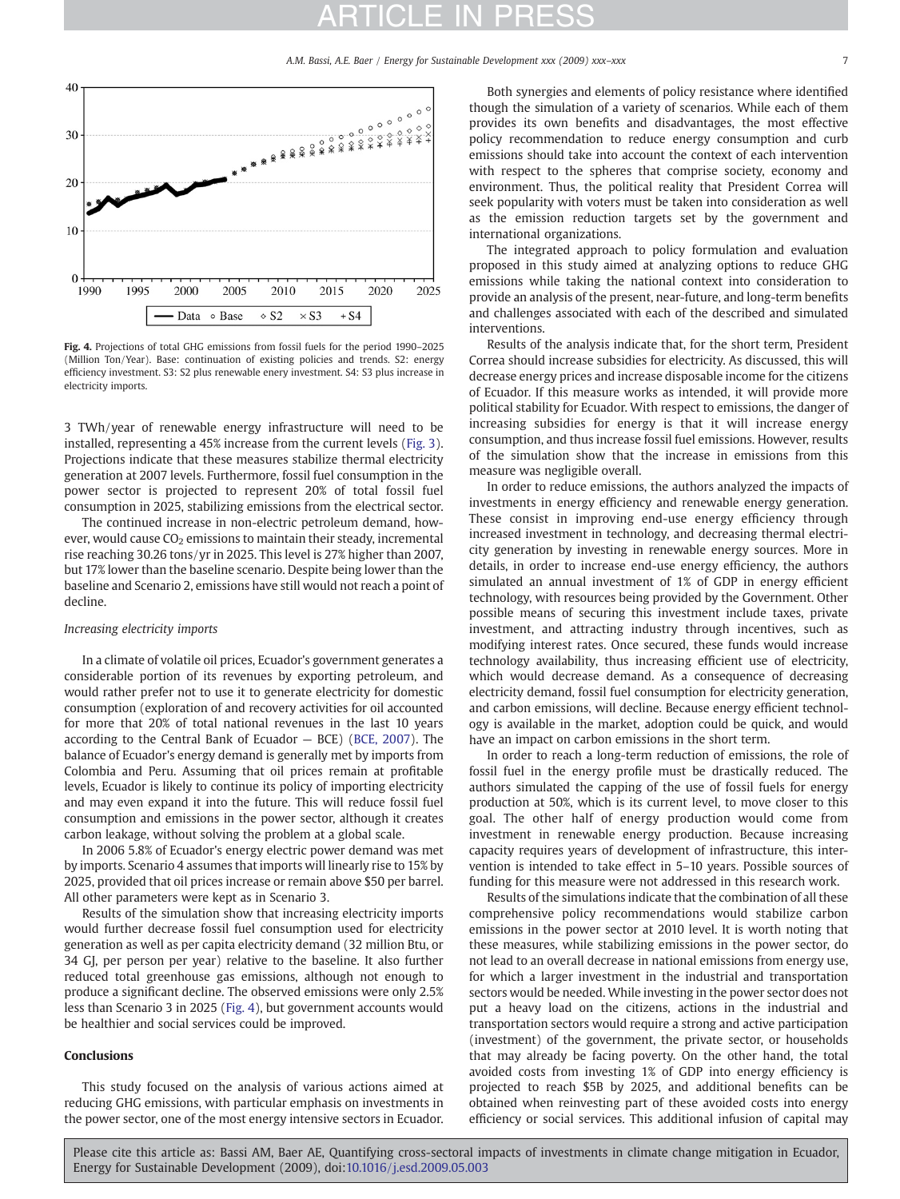40
30
20
10
0
1990 1995 2000 2005 2010 2015 2020 2025

Data Base S2 S3 S4

**Fig. 4.** Projections of total GHG emissions from fossil fuels for the period 1990–2025 (Million Ton/Year). Base: continuation of existing policies and trends. S2: energy efficiency investment. S3: S2 plus renewable enery investment. S4: S3 plus increase in electricity imports.

3 TWh/year of renewable energy infrastructure will need to be installed, representing a 45% increase from the current levels (Fig. 3). Projections indicate that these measures stabilize thermal electricity generation at 2007 levels. Furthermore, fossil fuel consumption in the power sector is projected to represent 20% of total fossil fuel consumption in 2025, stabilizing emissions from the electrical sector.

The continued increase in non-electric petroleum demand, however, would cause $CO_2$ emissions to maintain their steady, incremental rise reaching 30.26 tons/yr in 2025. This level is 27% higher than 2007, but 17% lower than the baseline scenario. Despite being lower than the baseline and Scenario 2, emissions have still would not reach a point of decline.

*Increasing electricity imports*

In a climate of volatile oil prices, Ecuador's government generates a considerable portion of its revenues by exporting petroleum, and would rather prefer not to use it to generate electricity for domestic consumption (exploration of and recovery activities for oil accounted for more that 20% of total national revenues in the last 10 years according to the Central Bank of Ecuador — BCE) (BCE, 2007). The balance of Ecuador's energy demand is generally met by imports from Colombia and Peru. Assuming that oil prices remain at profitable levels, Ecuador is likely to continue its policy of importing electricity and may even expand it into the future. This will reduce fossil fuel consumption and emissions in the power sector, although it creates carbon leakage, without solving the problem at a global scale.

In 2006 5.8% of Ecuador's energy electric power demand was met by imports. Scenario 4 assumes that imports will linearly rise to 15% by 2025, provided that oil prices increase or remain above $50 per barrel. All other parameters were kept as in Scenario 3.

Results of the simulation show that increasing electricity imports would further decrease fossil fuel consumption used for electricity generation as well as per capita electricity demand (32 million Btu, or 34 GJ, per person per year) relative to the baseline. It also further reduced total greenhouse gas emissions, although not enough to produce a significant decline. The observed emissions were only 2.5% less than Scenario 3 in 2025 (Fig. 4), but government accounts would be healthier and social services could be improved.

## Conclusions

This study focused on the analysis of various actions aimed at reducing GHG emissions, with particular emphasis on investments in the power sector, one of the most energy intensive sectors in Ecuador.

Both synergies and elements of policy resistance where identified though the simulation of a variety of scenarios. While each of them provides its own benefits and disadvantages, the most effective policy recommendation to reduce energy consumption and curb emissions should take into account the context of each intervention with respect to the spheres that comprise society, economy and environment. Thus, the political reality that President Correa will seek popularity with voters must be taken into consideration as well as the emission reduction targets set by the government and international organizations.

The integrated approach to policy formulation and evaluation proposed in this study aimed at analyzing options to reduce GHG emissions while taking the national context into consideration to provide an analysis of the present, near-future, and long-term benefits and challenges associated with each of the described and simulated interventions.

Results of the analysis indicate that, for the short term, President Correa should increase subsidies for electricity. As discussed, this will decrease energy prices and increase disposable income for the citizens of Ecuador. If this measure works as intended, it will provide more political stability for Ecuador. With respect to emissions, the danger of increasing subsidies for energy is that it will increase energy consumption, and thus increase fossil fuel emissions. However, results of the simulation show that the increase in emissions from this measure was negligible overall.

In order to reduce emissions, the authors analyzed the impacts of investments in energy efficiency and renewable energy generation. These consist in improving end-use energy efficiency through increased investment in technology, and decreasing thermal electricity generation by investing in renewable energy sources. More in details, in order to increase end-use energy efficiency, the authors simulated an annual investment of 1% of GDP in energy efficient technology, with resources being provided by the Government. Other possible means of securing this investment include taxes, private investment, and attracting industry through incentives, such as modifying interest rates. Once secured, these funds would increase technology availability, thus increasing efficient use of electricity, which would decrease demand. As a consequence of decreasing electricity demand, fossil fuel consumption for electricity generation, and carbon emissions, will decline. Because energy efficient technology is available in the market, adoption could be quick, and would have an impact on carbon emissions in the short term.

In order to reach a long-term reduction of emissions, the role of fossil fuel in the energy profile must be drastically reduced. The authors simulated the capping of the use of fossil fuels for energy production at 50%, which is its current level, to move closer to this goal. The other half of energy production would come from investment in renewable energy production. Because increasing capacity requires years of development of infrastructure, this intervention is intended to take effect in 5–10 years. Possible sources of funding for this measure were not addressed in this research work.

Results of the simulations indicate that the combination of all these comprehensive policy recommendations would stabilize carbon emissions in the power sector at 2010 level. It is worth noting that these measures, while stabilizing emissions in the power sector, do not lead to an overall decrease in national emissions from energy use, for which a larger investment in the industrial and transportation sectors would be needed. While investing in the power sector does not put a heavy load on the citizens, actions in the industrial and transportation sectors would require a strong and active participation (investment) of the government, the private sector, or households that may already be facing poverty. On the other hand, the total avoided costs from investing 1% of GDP into energy efficiency is projected to reach $5B by 2025, and additional benefits can be obtained when reinvesting part of these avoided costs into energy efficiency or social services. This additional infusion of capital may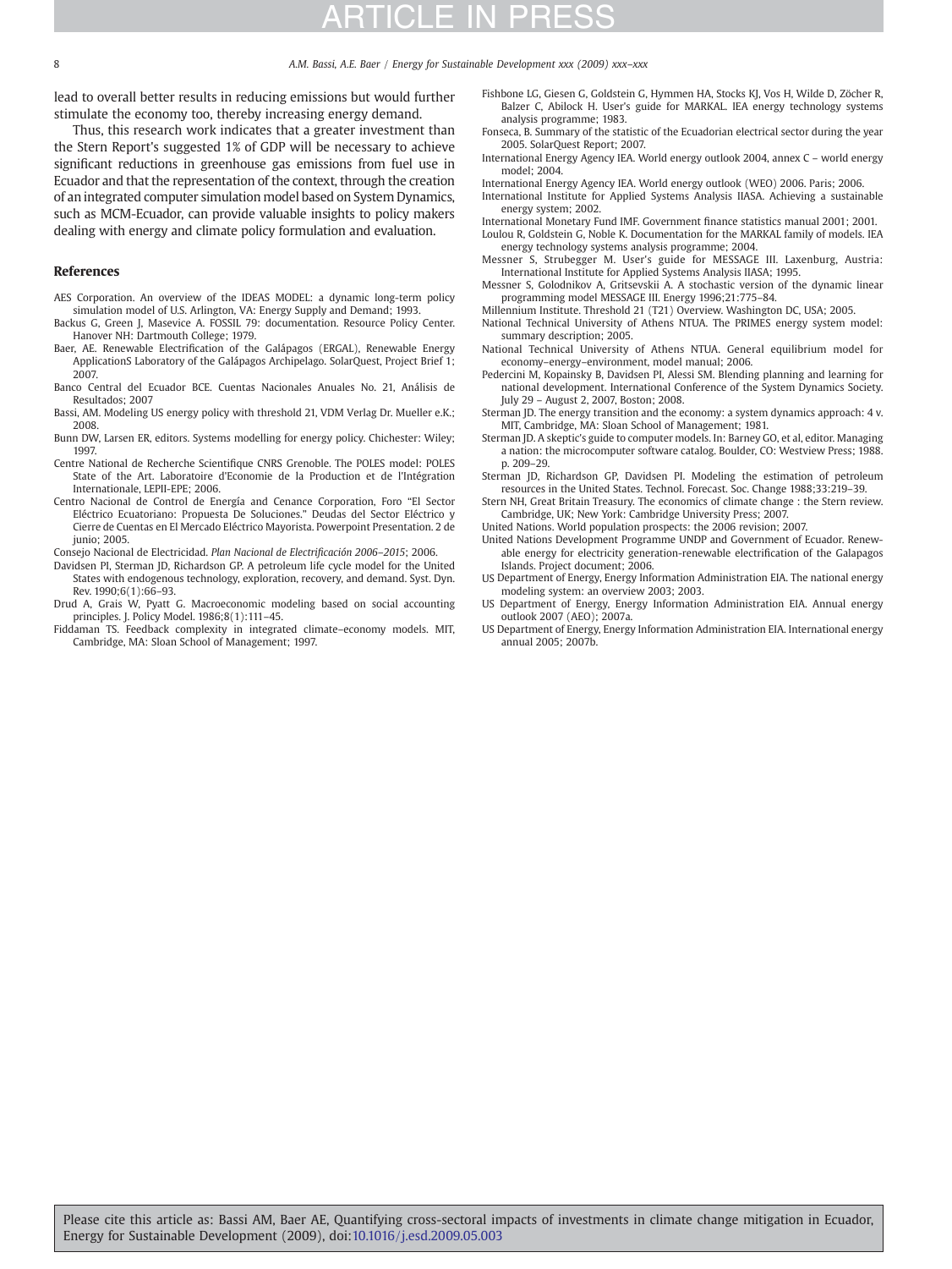lead to overall better results in reducing emissions but would further stimulate the economy too, thereby increasing energy demand.

Thus, this research work indicates that a greater investment than the Stern Report's suggested 1% of GDP will be necessary to achieve significant reductions in greenhouse gas emissions from fuel use in Ecuador and that the representation of the context, through the creation of an integrated computer simulation model based on System Dynamics, such as MCM-Ecuador, can provide valuable insights to policy makers dealing with energy and climate policy formulation and evaluation.

## References

AES Corporation. An overview of the IDEAS MODEL: a dynamic long-term policy simulation model of U.S. Arlington, VA: Energy Supply and Demand; 1993.

Backus G, Green J, Masevice A. FOSSIL 79: documentation. Resource Policy Center. Hanover NH: Dartmouth College; 1979.

Baer, AE. Renewable Electrification of the Galápagos (ERGAL), Renewable Energy ApplicationS Laboratory of the Galápagos Archipelago. SolarQuest, Project Brief 1; 2007.

Banco Central del Ecuador BCE. Cuentas Nacionales Anuales No. 21, Análisis de Resultados; 2007

Bassi, AM. Modeling US energy policy with threshold 21, VDM Verlag Dr. Mueller e.K.; 2008.

Bunn DW, Larsen ER, editors. Systems modelling for energy policy. Chichester: Wiley; 1997.

Centre National de Recherche Scientifique CNRS Grenoble. The POLES model: POLES State of the Art. Laboratoire d'Economie de la Production et de l'Intégration Internationale, LEPII-EPE; 2006.

Centro Nacional de Control de Energía and Cenance Corporation, Foro "El Sector Eléctrico Ecuatoriano: Propuesta De Soluciones." Deudas del Sector Eléctrico y Cierre de Cuentas en El Mercado Eléctrico Mayorista. Powerpoint Presentation. 2 de junio; 2005.

Consejo Nacional de Electricidad. *Plan Nacional de Electrificación 2006–2015*; 2006.

Davidsen PI, Sterman JD, Richardson GP. A petroleum life cycle model for the United States with endogenous technology, exploration, recovery, and demand. Syst. Dyn. Rev. 1990;6(1):66–93.

Drud A, Grais W, Pyatt G. Macroeconomic modeling based on social accounting principles. J. Policy Model. 1986;8(1):111–45.

Fiddaman TS. Feedback complexity in integrated climate–economy models. MIT, Cambridge, MA: Sloan School of Management; 1997.

Fishbone LG, Giesen G, Goldstein G, Hymmen HA, Stocks KJ, Vos H, Wilde D, Zöcher R, Balzer C, Abilock H. User's guide for MARKAL. IEA energy technology systems analysis programme; 1983.

Fonseca, B. Summary of the statistic of the Ecuadorian electrical sector during the year 2005. SolarQuest Report; 2007.

International Energy Agency IEA. World energy outlook 2004, annex C – world energy model; 2004.

International Energy Agency IEA. World energy outlook (WEO) 2006. Paris; 2006.

International Institute for Applied Systems Analysis IIASA. Achieving a sustainable energy system; 2002.

International Monetary Fund IMF. Government finance statistics manual 2001; 2001.

Loulou R, Goldstein G, Noble K. Documentation for the MARKAL family of models. IEA energy technology systems analysis programme; 2004.

Messner S, Strubegger M. User's guide for MESSAGE III. Laxenburg, Austria: International Institute for Applied Systems Analysis IIASA; 1995.

Messner S, Golodnikov A, Gritsevskii A. A stochastic version of the dynamic linear programming model MESSAGE III. Energy 1996;21:775–84.

Millennium Institute. Threshold 21 (T21) Overview. Washington DC, USA; 2005.

National Technical University of Athens NTUA. The PRIMES energy system model: summary description; 2005.

National Technical University of Athens NTUA. General equilibrium model for economy–energy–environment, model manual; 2006.

Pedercini M, Kopainsky B, Davidsen PI, Alessi SM. Blending planning and learning for national development. International Conference of the System Dynamics Society. July 29 – August 2, 2007, Boston; 2008.

Sterman JD. The energy transition and the economy: a system dynamics approach: 4 v. MIT, Cambridge, MA: Sloan School of Management; 1981.

Sterman JD. A skeptic's guide to computer models. In: Barney GO, et al, editor. Managing a nation: the microcomputer software catalog. Boulder, CO: Westview Press; 1988. p. 209–29.

Sterman JD, Richardson GP, Davidsen PI. Modeling the estimation of petroleum resources in the United States. Technol. Forecast. Soc. Change 1988;33:219–39.

Stern NH, Great Britain Treasury. The economics of climate change : the Stern review. Cambridge, UK; New York: Cambridge University Press; 2007.

United Nations. World population prospects: the 2006 revision; 2007.

United Nations Development Programme UNDP and Government of Ecuador. Renewable energy for electricity generation-renewable electrification of the Galapagos Islands. Project document; 2006.

US Department of Energy, Energy Information Administration EIA. The national energy modeling system: an overview 2003; 2003.

US Department of Energy, Energy Information Administration EIA. Annual energy outlook 2007 (AEO); 2007a.

US Department of Energy, Energy Information Administration EIA. International energy annual 2005; 2007b.